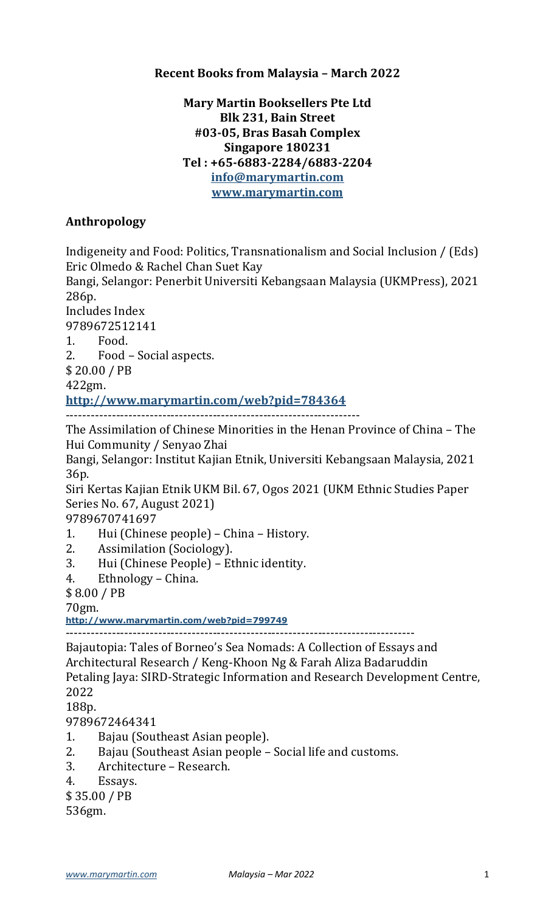**Recent Books from Malaysia – March 2022**

**Mary Martin Booksellers Pte Ltd**
**Blk 231, Bain Street**
**#03-05, Bras Basah Complex**
**Singapore 180231**
**Tel : +65-6883-2284/6883-2204**
**info@marymartin.com**
**www.marymartin.com**

## Anthropology

Indigeneity and Food: Politics, Transnationalism and Social Inclusion / (Eds) Eric Olmedo & Rachel Chan Suet Kay
Bangi, Selangor: Penerbit Universiti Kebangsaan Malaysia (UKMPress), 2021
286p.
Includes Index
9789672512141
1. Food.
2. Food – Social aspects.

$ 20.00 / PB
422gm.
http://www.marymartin.com/web?pid=784364

---

The Assimilation of Chinese Minorities in the Henan Province of China – The Hui Community / Senyao Zhai
Bangi, Selangor: Institut Kajian Etnik, Universiti Kebangsaan Malaysia, 2021
36p.
Siri Kertas Kajian Etnik UKM Bil. 67, Ogos 2021 (UKM Ethnic Studies Paper Series No. 67, August 2021)
9789670741697
1. Hui (Chinese people) – China – History.
2. Assimilation (Sociology).
3. Hui (Chinese People) – Ethnic identity.
4. Ethnology – China.

$ 8.00 / PB
70gm.
http://www.marymartin.com/web?pid=799749

---

Bajautopia: Tales of Borneo's Sea Nomads: A Collection of Essays and Architectural Research / Keng-Khoon Ng & Farah Aliza Badaruddin
Petaling Jaya: SIRD-Strategic Information and Research Development Centre, 2022
188p.
9789672464341
1. Bajau (Southeast Asian people).
2. Bajau (Southeast Asian people – Social life and customs.
3. Architecture – Research.
4. Essays.

$ 35.00 / PB
536gm.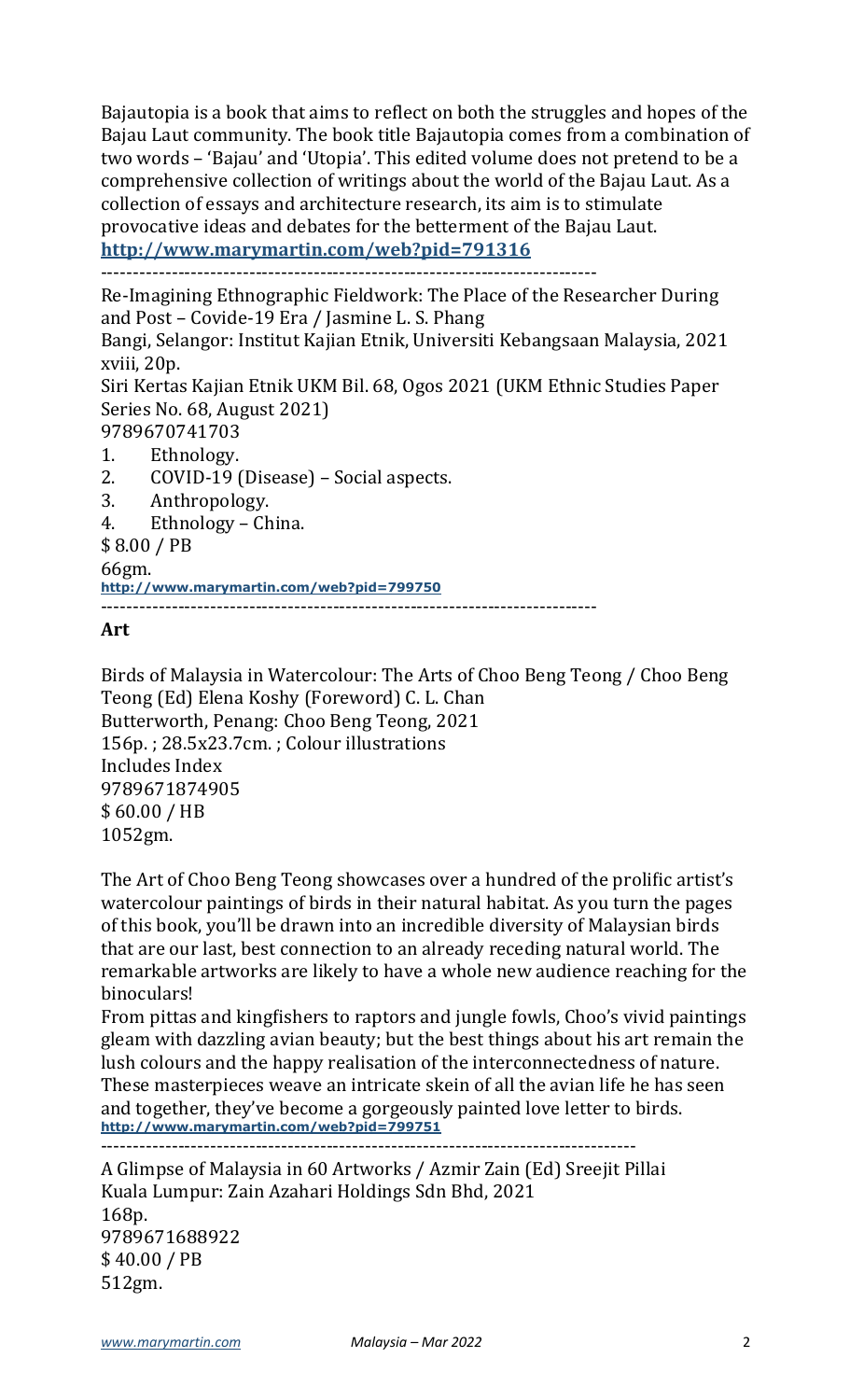Bajautopia is a book that aims to reflect on both the struggles and hopes of the Bajau Laut community. The book title Bajautopia comes from a combination of two words – 'Bajau' and 'Utopia'. This edited volume does not pretend to be a comprehensive collection of writings about the world of the Bajau Laut. As a collection of essays and architecture research, its aim is to stimulate provocative ideas and debates for the betterment of the Bajau Laut.
**http://www.marymartin.com/web?pid=791316**

----------------------------------------------------------------------------

Re-Imagining Ethnographic Fieldwork: The Place of the Researcher During and Post – Covide-19 Era / Jasmine L. S. Phang
Bangi, Selangor: Institut Kajian Etnik, Universiti Kebangsaan Malaysia, 2021
xviii, 20p.
Siri Kertas Kajian Etnik UKM Bil. 68, Ogos 2021 (UKM Ethnic Studies Paper Series No. 68, August 2021)
9789670741703

1. Ethnology.
2. COVID-19 (Disease) – Social aspects.
3. Anthropology.
4. Ethnology – China.

$ 8.00 / PB
66gm.
**http://www.marymartin.com/web?pid=799750**

----------------------------------------------------------------------------

**Art**

Birds of Malaysia in Watercolour: The Arts of Choo Beng Teong / Choo Beng Teong (Ed) Elena Koshy (Foreword) C. L. Chan
Butterworth, Penang: Choo Beng Teong, 2021
156p. ; 28.5x23.7cm. ; Colour illustrations
Includes Index
9789671874905
$ 60.00 / HB
1052gm.

The Art of Choo Beng Teong showcases over a hundred of the prolific artist's watercolour paintings of birds in their natural habitat. As you turn the pages of this book, you'll be drawn into an incredible diversity of Malaysian birds that are our last, best connection to an already receding natural world. The remarkable artworks are likely to have a whole new audience reaching for the binoculars!
From pittas and kingfishers to raptors and jungle fowls, Choo's vivid paintings gleam with dazzling avian beauty; but the best things about his art remain the lush colours and the happy realisation of the interconnectedness of nature. These masterpieces weave an intricate skein of all the avian life he has seen and together, they've become a gorgeously painted love letter to birds.
**http://www.marymartin.com/web?pid=799751**

----------------------------------------------------------------------------

A Glimpse of Malaysia in 60 Artworks / Azmir Zain (Ed) Sreejit Pillai
Kuala Lumpur: Zain Azahari Holdings Sdn Bhd, 2021
168p.
9789671688922
$ 40.00 / PB
512gm.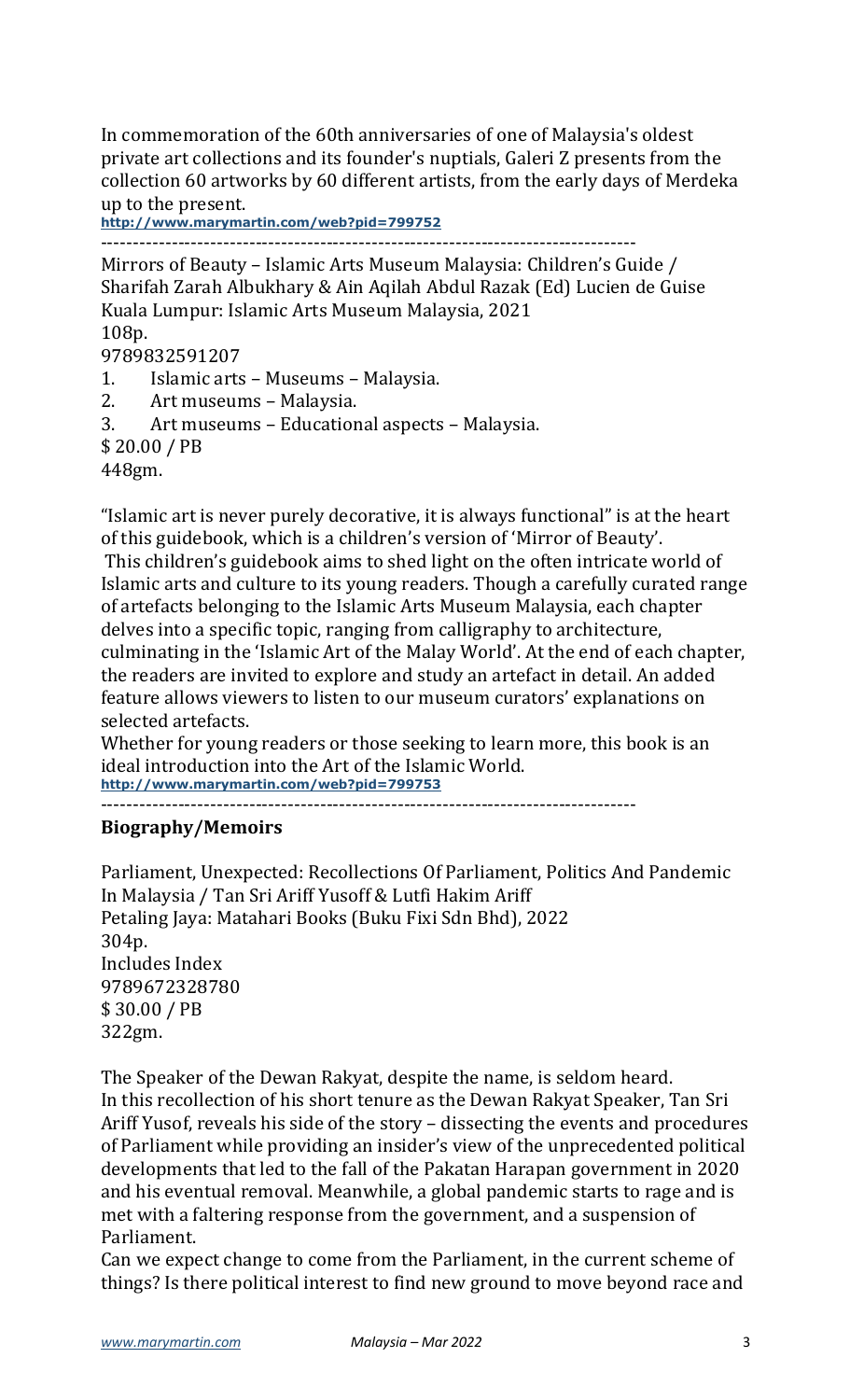In commemoration of the 60th anniversaries of one of Malaysia's oldest private art collections and its founder's nuptials, Galeri Z presents from the collection 60 artworks by 60 different artists, from the early days of Merdeka up to the present.
**http://www.marymartin.com/web?pid=799752**

-----------------------------------------------------------------------------------

Mirrors of Beauty – Islamic Arts Museum Malaysia: Children's Guide / Sharifah Zarah Albukhary & Ain Aqilah Abdul Razak (Ed) Lucien de Guise
Kuala Lumpur: Islamic Arts Museum Malaysia, 2021
108p.
9789832591207

1. Islamic arts – Museums – Malaysia.
2. Art museums – Malaysia.
3. Art museums – Educational aspects – Malaysia.

$ 20.00 / PB
448gm.

"Islamic art is never purely decorative, it is always functional" is at the heart of this guidebook, which is a children's version of 'Mirror of Beauty'.
This children's guidebook aims to shed light on the often intricate world of Islamic arts and culture to its young readers. Though a carefully curated range of artefacts belonging to the Islamic Arts Museum Malaysia, each chapter delves into a specific topic, ranging from calligraphy to architecture, culminating in the 'Islamic Art of the Malay World'. At the end of each chapter, the readers are invited to explore and study an artefact in detail. An added feature allows viewers to listen to our museum curators' explanations on selected artefacts.
Whether for young readers or those seeking to learn more, this book is an ideal introduction into the Art of the Islamic World.
**http://www.marymartin.com/web?pid=799753**

-----------------------------------------------------------------------------------

## Biography/Memoirs

Parliament, Unexpected: Recollections Of Parliament, Politics And Pandemic In Malaysia / Tan Sri Ariff Yusoff & Lutfi Hakim Ariff
Petaling Jaya: Matahari Books (Buku Fixi Sdn Bhd), 2022
304p.
Includes Index
9789672328780
$ 30.00 / PB
322gm.

The Speaker of the Dewan Rakyat, despite the name, is seldom heard.
In this recollection of his short tenure as the Dewan Rakyat Speaker, Tan Sri Ariff Yusof, reveals his side of the story – dissecting the events and procedures of Parliament while providing an insider's view of the unprecedented political developments that led to the fall of the Pakatan Harapan government in 2020 and his eventual removal. Meanwhile, a global pandemic starts to rage and is met with a faltering response from the government, and a suspension of Parliament.
Can we expect change to come from the Parliament, in the current scheme of things? Is there political interest to find new ground to move beyond race and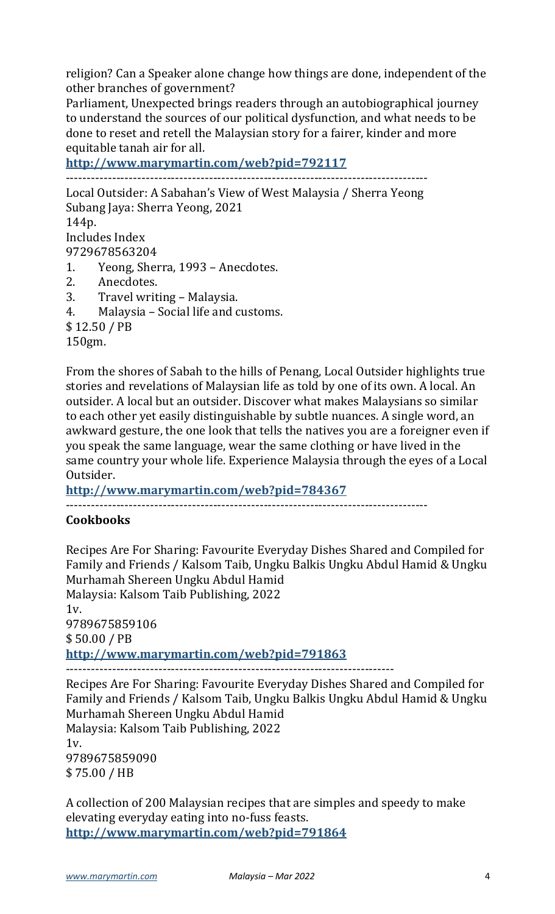religion? Can a Speaker alone change how things are done, independent of the other branches of government?

Parliament, Unexpected brings readers through an autobiographical journey to understand the sources of our political dysfunction, and what needs to be done to reset and retell the Malaysian story for a fairer, kinder and more equitable tanah air for all.

**http://www.marymartin.com/web?pid=792117**

------------------------------------------------------------------------------------

Local Outsider: A Sabahan's View of West Malaysia / Sherra Yeong  
Subang Jaya: Sherra Yeong, 2021  
144p.  
Includes Index  
9729678563204

1. Yeong, Sherra, 1993 – Anecdotes.
2. Anecdotes.
3. Travel writing – Malaysia.
4. Malaysia – Social life and customs.

$ 12.50 / PB  
150gm.

From the shores of Sabah to the hills of Penang, Local Outsider highlights true stories and revelations of Malaysian life as told by one of its own. A local. An outsider. A local but an outsider. Discover what makes Malaysians so similar to each other yet easily distinguishable by subtle nuances. A single word, an awkward gesture, the one look that tells the natives you are a foreigner even if you speak the same language, wear the same clothing or have lived in the same country your whole life. Experience Malaysia through the eyes of a Local Outsider.

**http://www.marymartin.com/web?pid=784367**

------------------------------------------------------------------------------------

**Cookbooks**

Recipes Are For Sharing: Favourite Everyday Dishes Shared and Compiled for Family and Friends / Kalsom Taib, Ungku Balkis Ungku Abdul Hamid & Ungku Murhamah Shereen Ungku Abdul Hamid  
Malaysia: Kalsom Taib Publishing, 2022  
1v.  
9789675859106  
$ 50.00 / PB  
**http://www.marymartin.com/web?pid=791863**

------------------------------------------------------------------------------

Recipes Are For Sharing: Favourite Everyday Dishes Shared and Compiled for Family and Friends / Kalsom Taib, Ungku Balkis Ungku Abdul Hamid & Ungku Murhamah Shereen Ungku Abdul Hamid  
Malaysia: Kalsom Taib Publishing, 2022  
1v.  
9789675859090  
$ 75.00 / HB

A collection of 200 Malaysian recipes that are simples and speedy to make elevating everyday eating into no-fuss feasts.  
**http://www.marymartin.com/web?pid=791864**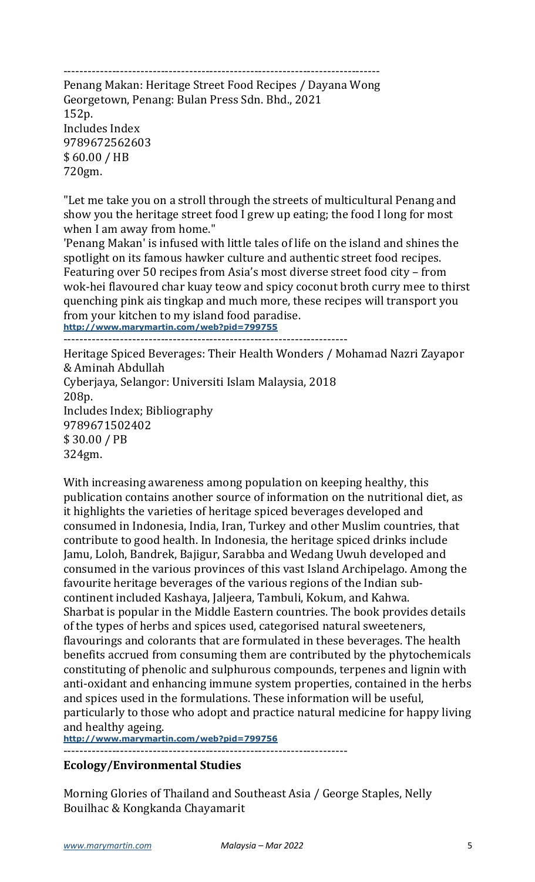--------------------------------------------------------------------------------

Penang Makan: Heritage Street Food Recipes / Dayana Wong
Georgetown, Penang: Bulan Press Sdn. Bhd., 2021
152p.
Includes Index
9789672562603
$ 60.00 / HB
720gm.

"Let me take you on a stroll through the streets of multicultural Penang and show you the heritage street food I grew up eating; the food I long for most when I am away from home."
'Penang Makan' is infused with little tales of life on the island and shines the spotlight on its famous hawker culture and authentic street food recipes. Featuring over 50 recipes from Asia's most diverse street food city – from wok-hei flavoured char kuay teow and spicy coconut broth curry mee to thirst quenching pink ais tingkap and much more, these recipes will transport you from your kitchen to my island food paradise.
http://www.marymartin.com/web?pid=799755

----------------------------------------------------------------------

Heritage Spiced Beverages: Their Health Wonders / Mohamad Nazri Zayapor & Aminah Abdullah
Cyberjaya, Selangor: Universiti Islam Malaysia, 2018
208p.
Includes Index; Bibliography
9789671502402
$ 30.00 / PB
324gm.

With increasing awareness among population on keeping healthy, this publication contains another source of information on the nutritional diet, as it highlights the varieties of heritage spiced beverages developed and consumed in Indonesia, India, Iran, Turkey and other Muslim countries, that contribute to good health. In Indonesia, the heritage spiced drinks include Jamu, Loloh, Bandrek, Bajigur, Sarabba and Wedang Uwuh developed and consumed in the various provinces of this vast Island Archipelago. Among the favourite heritage beverages of the various regions of the Indian sub-continent included Kashaya, Jaljeera, Tambuli, Kokum, and Kahwa. Sharbat is popular in the Middle Eastern countries. The book provides details of the types of herbs and spices used, categorised natural sweeteners, flavourings and colorants that are formulated in these beverages. The health benefits accrued from consuming them are contributed by the phytochemicals constituting of phenolic and sulphurous compounds, terpenes and lignin with anti-oxidant and enhancing immune system properties, contained in the herbs and spices used in the formulations. These information will be useful, particularly to those who adopt and practice natural medicine for happy living and healthy ageing.
http://www.marymartin.com/web?pid=799756

----------------------------------------------------------------------

## Ecology/Environmental Studies

Morning Glories of Thailand and Southeast Asia / George Staples, Nelly Bouilhac & Kongkanda Chayamarit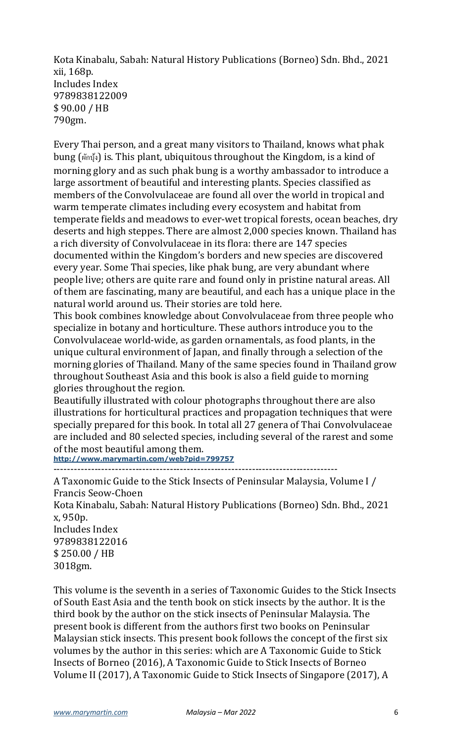Kota Kinabalu, Sabah: Natural History Publications (Borneo) Sdn. Bhd., 2021
xii, 168p.
Includes Index
9789838122009
$ 90.00 / HB
790gm.

Every Thai person, and a great many visitors to Thailand, knows what phak bung (ผักบุ้ง) is. This plant, ubiquitous throughout the Kingdom, is a kind of morning glory and as such phak bung is a worthy ambassador to introduce a large assortment of beautiful and interesting plants. Species classified as members of the Convolvulaceae are found all over the world in tropical and warm temperate climates including every ecosystem and habitat from temperate fields and meadows to ever-wet tropical forests, ocean beaches, dry deserts and high steppes. There are almost 2,000 species known. Thailand has a rich diversity of Convolvulaceae in its flora: there are 147 species documented within the Kingdom's borders and new species are discovered every year. Some Thai species, like phak bung, are very abundant where people live; others are quite rare and found only in pristine natural areas. All of them are fascinating, many are beautiful, and each has a unique place in the natural world around us. Their stories are told here.
This book combines knowledge about Convolvulaceae from three people who specialize in botany and horticulture. These authors introduce you to the Convolvulaceae world-wide, as garden ornamentals, as food plants, in the unique cultural environment of Japan, and finally through a selection of the morning glories of Thailand. Many of the same species found in Thailand grow throughout Southeast Asia and this book is also a field guide to morning glories throughout the region.
Beautifully illustrated with colour photographs throughout there are also illustrations for horticultural practices and propagation techniques that were specially prepared for this book. In total all 27 genera of Thai Convolvulaceae are included and 80 selected species, including several of the rarest and some of the most beautiful among them.
http://www.marymartin.com/web?pid=799757

-----------------------------------------------------------------------------------

A Taxonomic Guide to the Stick Insects of Peninsular Malaysia, Volume I / Francis Seow-Choen
Kota Kinabalu, Sabah: Natural History Publications (Borneo) Sdn. Bhd., 2021
x, 950p.
Includes Index
9789838122016
$ 250.00 / HB
3018gm.

This volume is the seventh in a series of Taxonomic Guides to the Stick Insects of South East Asia and the tenth book on stick insects by the author. It is the third book by the author on the stick insects of Peninsular Malaysia. The present book is different from the authors first two books on Peninsular Malaysian stick insects. This present book follows the concept of the first six volumes by the author in this series: which are A Taxonomic Guide to Stick Insects of Borneo (2016), A Taxonomic Guide to Stick Insects of Borneo Volume II (2017), A Taxonomic Guide to Stick Insects of Singapore (2017), A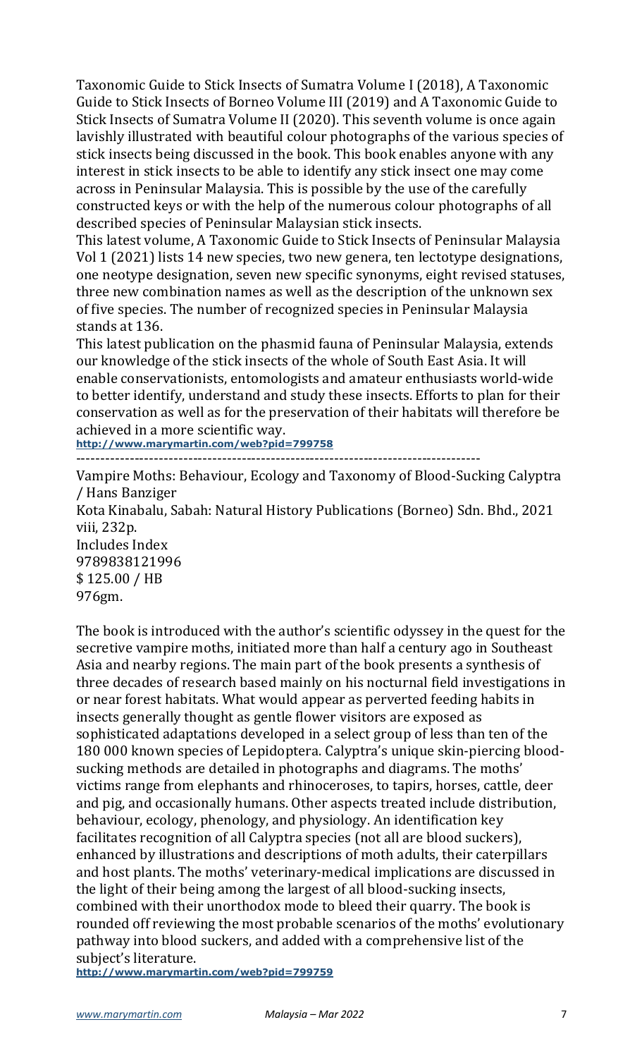Taxonomic Guide to Stick Insects of Sumatra Volume I (2018), A Taxonomic Guide to Stick Insects of Borneo Volume III (2019) and A Taxonomic Guide to Stick Insects of Sumatra Volume II (2020). This seventh volume is once again lavishly illustrated with beautiful colour photographs of the various species of stick insects being discussed in the book. This book enables anyone with any interest in stick insects to be able to identify any stick insect one may come across in Peninsular Malaysia. This is possible by the use of the carefully constructed keys or with the help of the numerous colour photographs of all described species of Peninsular Malaysian stick insects.

This latest volume, A Taxonomic Guide to Stick Insects of Peninsular Malaysia Vol 1 (2021) lists 14 new species, two new genera, ten lectotype designations, one neotype designation, seven new specific synonyms, eight revised statuses, three new combination names as well as the description of the unknown sex of five species. The number of recognized species in Peninsular Malaysia stands at 136.

This latest publication on the phasmid fauna of Peninsular Malaysia, extends our knowledge of the stick insects of the whole of South East Asia. It will enable conservationists, entomologists and amateur enthusiasts world-wide to better identify, understand and study these insects. Efforts to plan for their conservation as well as for the preservation of their habitats will therefore be achieved in a more scientific way.

**http://www.marymartin.com/web?pid=799758**

---

Vampire Moths: Behaviour, Ecology and Taxonomy of Blood-Sucking Calyptra / Hans Banziger
Kota Kinabalu, Sabah: Natural History Publications (Borneo) Sdn. Bhd., 2021
viii, 232p.
Includes Index
9789838121996
$ 125.00 / HB
976gm.

The book is introduced with the author's scientific odyssey in the quest for the secretive vampire moths, initiated more than half a century ago in Southeast Asia and nearby regions. The main part of the book presents a synthesis of three decades of research based mainly on his nocturnal field investigations in or near forest habitats. What would appear as perverted feeding habits in insects generally thought as gentle flower visitors are exposed as sophisticated adaptations developed in a select group of less than ten of the 180 000 known species of Lepidoptera. Calyptra's unique skin-piercing blood-sucking methods are detailed in photographs and diagrams. The moths' victims range from elephants and rhinoceroses, to tapirs, horses, cattle, deer and pig, and occasionally humans. Other aspects treated include distribution, behaviour, ecology, phenology, and physiology. An identification key facilitates recognition of all Calyptra species (not all are blood suckers), enhanced by illustrations and descriptions of moth adults, their caterpillars and host plants. The moths' veterinary-medical implications are discussed in the light of their being among the largest of all blood-sucking insects, combined with their unorthodox mode to bleed their quarry. The book is rounded off reviewing the most probable scenarios of the moths' evolutionary pathway into blood suckers, and added with a comprehensive list of the subject's literature.

**http://www.marymartin.com/web?pid=799759**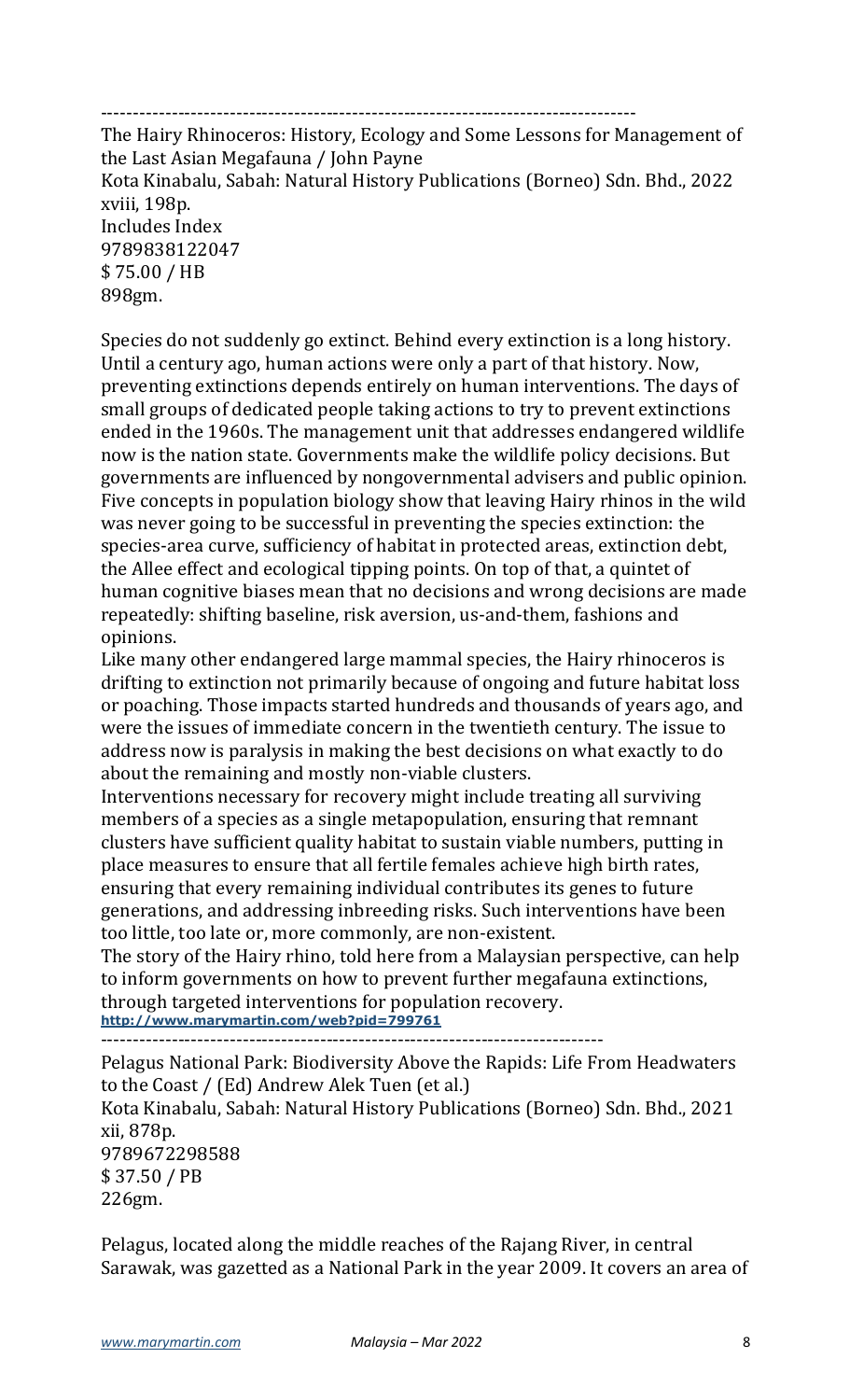------------------------------------------------------------------------------------

The Hairy Rhinoceros: History, Ecology and Some Lessons for Management of the Last Asian Megafauna / John Payne
Kota Kinabalu, Sabah: Natural History Publications (Borneo) Sdn. Bhd., 2022
xviii, 198p.
Includes Index
9789838122047
$ 75.00 / HB
898gm.

Species do not suddenly go extinct. Behind every extinction is a long history. Until a century ago, human actions were only a part of that history. Now, preventing extinctions depends entirely on human interventions. The days of small groups of dedicated people taking actions to try to prevent extinctions ended in the 1960s. The management unit that addresses endangered wildlife now is the nation state. Governments make the wildlife policy decisions. But governments are influenced by nongovernmental advisers and public opinion. Five concepts in population biology show that leaving Hairy rhinos in the wild was never going to be successful in preventing the species extinction: the species-area curve, sufficiency of habitat in protected areas, extinction debt, the Allee effect and ecological tipping points. On top of that, a quintet of human cognitive biases mean that no decisions and wrong decisions are made repeatedly: shifting baseline, risk aversion, us-and-them, fashions and opinions.

Like many other endangered large mammal species, the Hairy rhinoceros is drifting to extinction not primarily because of ongoing and future habitat loss or poaching. Those impacts started hundreds and thousands of years ago, and were the issues of immediate concern in the twentieth century. The issue to address now is paralysis in making the best decisions on what exactly to do about the remaining and mostly non-viable clusters.

Interventions necessary for recovery might include treating all surviving members of a species as a single metapopulation, ensuring that remnant clusters have sufficient quality habitat to sustain viable numbers, putting in place measures to ensure that all fertile females achieve high birth rates, ensuring that every remaining individual contributes its genes to future generations, and addressing inbreeding risks. Such interventions have been too little, too late or, more commonly, are non-existent.

The story of the Hairy rhino, told here from a Malaysian perspective, can help to inform governments on how to prevent further megafauna extinctions, through targeted interventions for population recovery.

http://www.marymartin.com/web?pid=799761

------------------------------------------------------------------------------

Pelagus National Park: Biodiversity Above the Rapids: Life From Headwaters to the Coast / (Ed) Andrew Alek Tuen (et al.)
Kota Kinabalu, Sabah: Natural History Publications (Borneo) Sdn. Bhd., 2021
xii, 878p.
9789672298588
$ 37.50 / PB
226gm.

Pelagus, located along the middle reaches of the Rajang River, in central Sarawak, was gazetted as a National Park in the year 2009. It covers an area of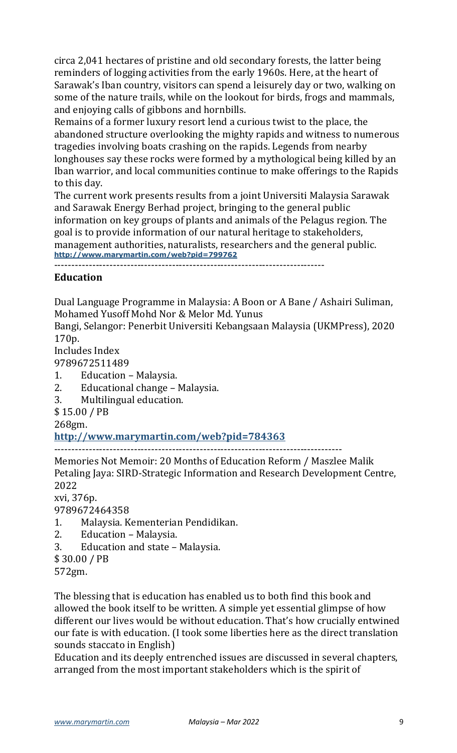circa 2,041 hectares of pristine and old secondary forests, the latter being reminders of logging activities from the early 1960s. Here, at the heart of Sarawak's Iban country, visitors can spend a leisurely day or two, walking on some of the nature trails, while on the lookout for birds, frogs and mammals, and enjoying calls of gibbons and hornbills.

Remains of a former luxury resort lend a curious twist to the place, the abandoned structure overlooking the mighty rapids and witness to numerous tragedies involving boats crashing on the rapids. Legends from nearby longhouses say these rocks were formed by a mythological being killed by an Iban warrior, and local communities continue to make offerings to the Rapids to this day.

The current work presents results from a joint Universiti Malaysia Sarawak and Sarawak Energy Berhad project, bringing to the general public information on key groups of plants and animals of the Pelagus region. The goal is to provide information of our natural heritage to stakeholders, management authorities, naturalists, researchers and the general public.
**http://www.marymartin.com/web?pid=799762**

-------------------------------------------------------------------------------

## Education

Dual Language Programme in Malaysia: A Boon or A Bane / Ashairi Suliman, Mohamed Yusoff Mohd Nor & Melor Md. Yunus
Bangi, Selangor: Penerbit Universiti Kebangsaan Malaysia (UKMPress), 2020
170p.
Includes Index
9789672511489

1. Education – Malaysia.
2. Educational change – Malaysia.
3. Multilingual education.

$ 15.00 / PB
268gm.
**http://www.marymartin.com/web?pid=784363**

-------------------------------------------------------------------------------

Memories Not Memoir: 20 Months of Education Reform / Maszlee Malik
Petaling Jaya: SIRD-Strategic Information and Research Development Centre, 2022
xvi, 376p.
9789672464358

1. Malaysia. Kementerian Pendidikan.
2. Education – Malaysia.
3. Education and state – Malaysia.

$ 30.00 / PB
572gm.

The blessing that is education has enabled us to both find this book and allowed the book itself to be written. A simple yet essential glimpse of how different our lives would be without education. That's how crucially entwined our fate is with education. (I took some liberties here as the direct translation sounds staccato in English)

Education and its deeply entrenched issues are discussed in several chapters, arranged from the most important stakeholders which is the spirit of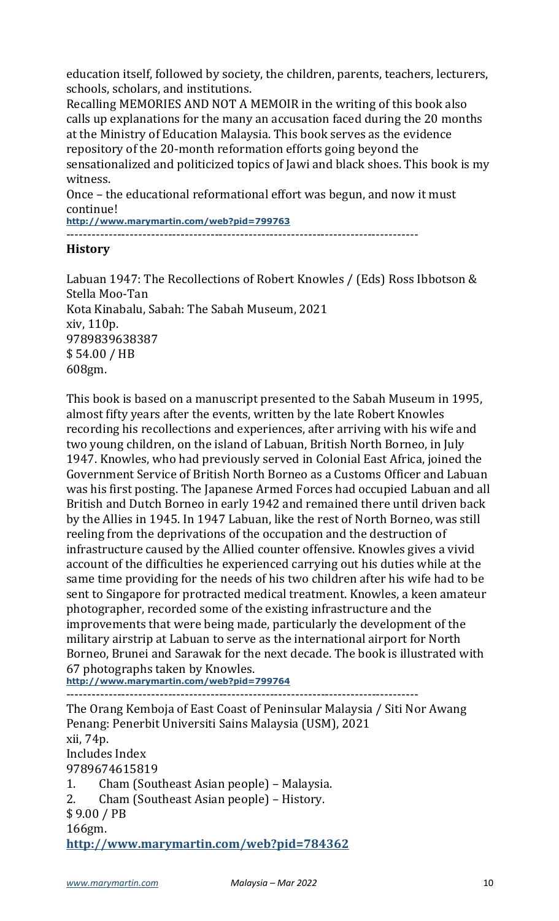education itself, followed by society, the children, parents, teachers, lecturers, schools, scholars, and institutions.

Recalling MEMORIES AND NOT A MEMOIR in the writing of this book also calls up explanations for the many an accusation faced during the 20 months at the Ministry of Education Malaysia. This book serves as the evidence repository of the 20-month reformation efforts going beyond the sensationalized and politicized topics of Jawi and black shoes. This book is my witness.

Once – the educational reformational effort was begun, and now it must continue!

http://www.marymartin.com/web?pid=799763

---

## History

Labuan 1947: The Recollections of Robert Knowles / (Eds) Ross Ibbotson & Stella Moo-Tan
Kota Kinabalu, Sabah: The Sabah Museum, 2021
xiv, 110p.
9789839638387
$ 54.00 / HB
608gm.

This book is based on a manuscript presented to the Sabah Museum in 1995, almost fifty years after the events, written by the late Robert Knowles recording his recollections and experiences, after arriving with his wife and two young children, on the island of Labuan, British North Borneo, in July 1947. Knowles, who had previously served in Colonial East Africa, joined the Government Service of British North Borneo as a Customs Officer and Labuan was his first posting. The Japanese Armed Forces had occupied Labuan and all British and Dutch Borneo in early 1942 and remained there until driven back by the Allies in 1945. In 1947 Labuan, like the rest of North Borneo, was still reeling from the deprivations of the occupation and the destruction of infrastructure caused by the Allied counter offensive. Knowles gives a vivid account of the difficulties he experienced carrying out his duties while at the same time providing for the needs of his two children after his wife had to be sent to Singapore for protracted medical treatment. Knowles, a keen amateur photographer, recorded some of the existing infrastructure and the improvements that were being made, particularly the development of the military airstrip at Labuan to serve as the international airport for North Borneo, Brunei and Sarawak for the next decade. The book is illustrated with 67 photographs taken by Knowles.

http://www.marymartin.com/web?pid=799764

---

The Orang Kemboja of East Coast of Peninsular Malaysia / Siti Nor Awang
Penang: Penerbit Universiti Sains Malaysia (USM), 2021
xii, 74p.
Includes Index
9789674615819

1. Cham (Southeast Asian people) – Malaysia.
2. Cham (Southeast Asian people) – History.

$ 9.00 / PB
166gm.

**http://www.marymartin.com/web?pid=784362**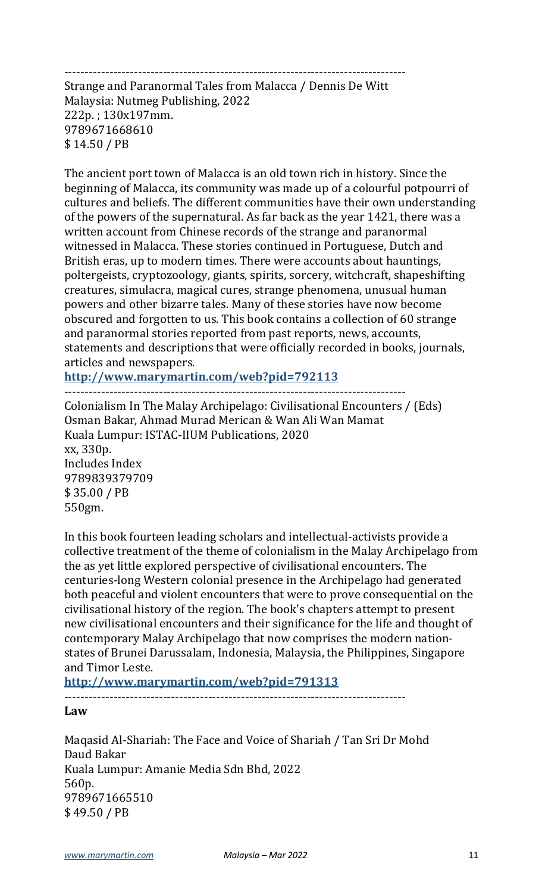------------------------------------------------------------------------------------

Strange and Paranormal Tales from Malacca / Dennis De Witt
Malaysia: Nutmeg Publishing, 2022
222p. ; 130x197mm.
9789671668610
$ 14.50 / PB

The ancient port town of Malacca is an old town rich in history. Since the beginning of Malacca, its community was made up of a colourful potpourri of cultures and beliefs. The different communities have their own understanding of the powers of the supernatural. As far back as the year 1421, there was a written account from Chinese records of the strange and paranormal witnessed in Malacca. These stories continued in Portuguese, Dutch and British eras, up to modern times. There were accounts about hauntings, poltergeists, cryptozoology, giants, spirits, sorcery, witchcraft, shapeshifting creatures, simulacra, magical cures, strange phenomena, unusual human powers and other bizarre tales. Many of these stories have now become obscured and forgotten to us. This book contains a collection of 60 strange and paranormal stories reported from past reports, news, accounts, statements and descriptions that were officially recorded in books, journals, articles and newspapers.

**http://www.marymartin.com/web?pid=792113**

------------------------------------------------------------------------------------

Colonialism In The Malay Archipelago: Civilisational Encounters / (Eds) Osman Bakar, Ahmad Murad Merican & Wan Ali Wan Mamat
Kuala Lumpur: ISTAC-IIUM Publications, 2020
xx, 330p.
Includes Index
9789839379709
$ 35.00 / PB
550gm.

In this book fourteen leading scholars and intellectual-activists provide a collective treatment of the theme of colonialism in the Malay Archipelago from the as yet little explored perspective of civilisational encounters. The centuries-long Western colonial presence in the Archipelago had generated both peaceful and violent encounters that were to prove consequential on the civilisational history of the region. The book's chapters attempt to present new civilisational encounters and their significance for the life and thought of contemporary Malay Archipelago that now comprises the modern nation-states of Brunei Darussalam, Indonesia, Malaysia, the Philippines, Singapore and Timor Leste.

**http://www.marymartin.com/web?pid=791313**

------------------------------------------------------------------------------------

**Law**

Maqasid Al-Shariah: The Face and Voice of Shariah / Tan Sri Dr Mohd Daud Bakar
Kuala Lumpur: Amanie Media Sdn Bhd, 2022
560p.
9789671665510
$ 49.50 / PB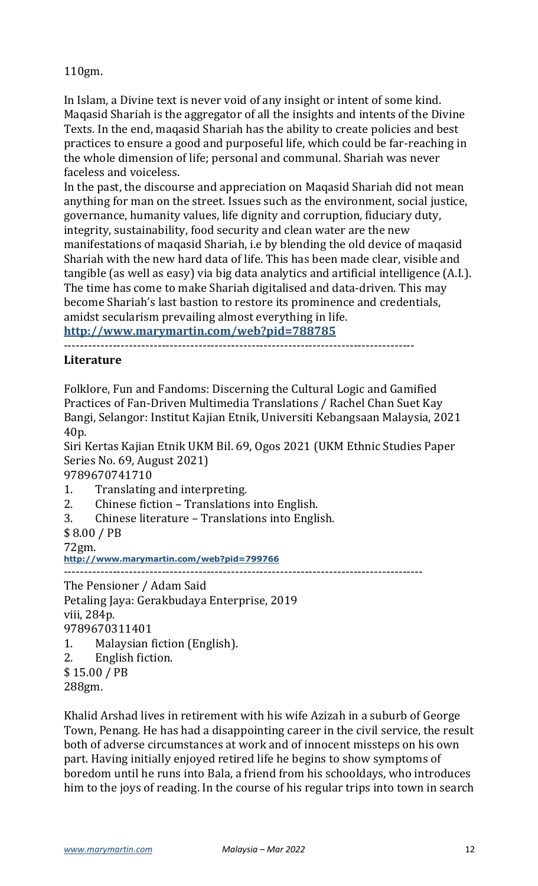110gm.

In Islam, a Divine text is never void of any insight or intent of some kind. Maqasid Shariah is the aggregator of all the insights and intents of the Divine Texts. In the end, maqasid Shariah has the ability to create policies and best practices to ensure a good and purposeful life, which could be far-reaching in the whole dimension of life; personal and communal. Shariah was never faceless and voiceless.

In the past, the discourse and appreciation on Maqasid Shariah did not mean anything for man on the street. Issues such as the environment, social justice, governance, humanity values, life dignity and corruption, fiduciary duty, integrity, sustainability, food security and clean water are the new manifestations of maqasid Shariah, i.e by blending the old device of maqasid Shariah with the new hard data of life. This has been made clear, visible and tangible (as well as easy) via big data analytics and artificial intelligence (A.I.). The time has come to make Shariah digitalised and data-driven. This may become Shariah's last bastion to restore its prominence and credentials, amidst secularism prevailing almost everything in life.

**http://www.marymartin.com/web?pid=788785**

-------------------------------------------------------------------------------------

**Literature**

Folklore, Fun and Fandoms: Discerning the Cultural Logic and Gamified Practices of Fan-Driven Multimedia Translations / Rachel Chan Suet Kay
Bangi, Selangor: Institut Kajian Etnik, Universiti Kebangsaan Malaysia, 2021
40p.
Siri Kertas Kajian Etnik UKM Bil. 69, Ogos 2021 (UKM Ethnic Studies Paper Series No. 69, August 2021)
9789670741710

1. Translating and interpreting.
2. Chinese fiction – Translations into English.
3. Chinese literature – Translations into English.

$ 8.00 / PB
72gm.
**http://www.marymartin.com/web?pid=799766**

-------------------------------------------------------------------------------------

The Pensioner / Adam Said
Petaling Jaya: Gerakbudaya Enterprise, 2019
viii, 284p.
9789670311401

1. Malaysian fiction (English).
2. English fiction.

$ 15.00 / PB
288gm.

Khalid Arshad lives in retirement with his wife Azizah in a suburb of George Town, Penang. He has had a disappointing career in the civil service, the result both of adverse circumstances at work and of innocent missteps on his own part. Having initially enjoyed retired life he begins to show symptoms of boredom until he runs into Bala, a friend from his schooldays, who introduces him to the joys of reading. In the course of his regular trips into town in search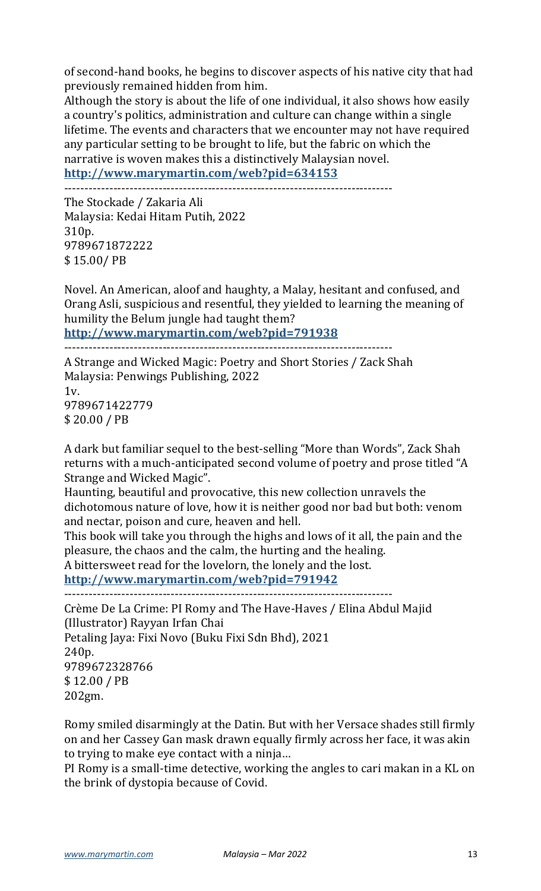of second-hand books, he begins to discover aspects of his native city that had previously remained hidden from him.

Although the story is about the life of one individual, it also shows how easily a country's politics, administration and culture can change within a single lifetime. The events and characters that we encounter may not have required any particular setting to be brought to life, but the fabric on which the narrative is woven makes this a distinctively Malaysian novel.

**http://www.marymartin.com/web?pid=634153**

--------------------------------------------------------------------------------

The Stockade / Zakaria Ali
Malaysia: Kedai Hitam Putih, 2022
310p.
9789671872222
$ 15.00/ PB

Novel. An American, aloof and haughty, a Malay, hesitant and confused, and Orang Asli, suspicious and resentful, they yielded to learning the meaning of humility the Belum jungle had taught them?

**http://www.marymartin.com/web?pid=791938**

--------------------------------------------------------------------------------

A Strange and Wicked Magic: Poetry and Short Stories / Zack Shah
Malaysia: Penwings Publishing, 2022
1v.
9789671422779
$ 20.00 / PB

A dark but familiar sequel to the best-selling "More than Words", Zack Shah returns with a much-anticipated second volume of poetry and prose titled "A Strange and Wicked Magic".

Haunting, beautiful and provocative, this new collection unravels the dichotomous nature of love, how it is neither good nor bad but both: venom and nectar, poison and cure, heaven and hell.

This book will take you through the highs and lows of it all, the pain and the pleasure, the chaos and the calm, the hurting and the healing.

A bittersweet read for the lovelorn, the lonely and the lost.

**http://www.marymartin.com/web?pid=791942**

--------------------------------------------------------------------------------

Crème De La Crime: PI Romy and The Have-Haves / Elina Abdul Majid (Illustrator) Rayyan Irfan Chai
Petaling Jaya: Fixi Novo (Buku Fixi Sdn Bhd), 2021
240p.
9789672328766
$ 12.00 / PB
202gm.

Romy smiled disarmingly at the Datin. But with her Versace shades still firmly on and her Cassey Gan mask drawn equally firmly across her face, it was akin to trying to make eye contact with a ninja…

PI Romy is a small-time detective, working the angles to cari makan in a KL on the brink of dystopia because of Covid.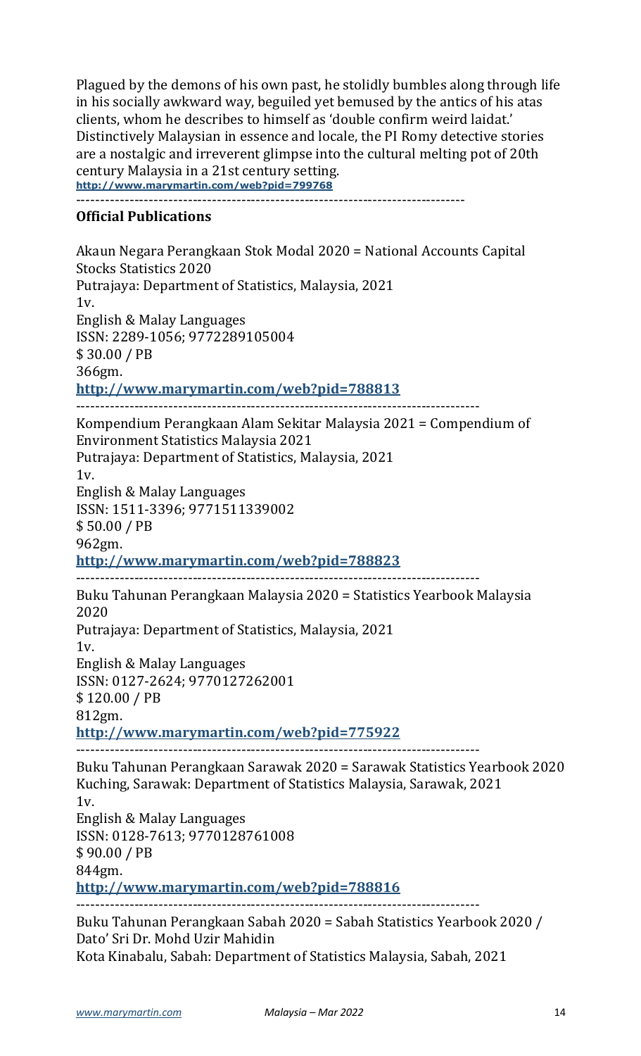Plagued by the demons of his own past, he stolidly bumbles along through life in his socially awkward way, beguiled yet bemused by the antics of his atas clients, whom he describes to himself as 'double confirm weird laidat.' Distinctively Malaysian in essence and locale, the PI Romy detective stories are a nostalgic and irreverent glimpse into the cultural melting pot of 20th century Malaysia in a 21st century setting.
http://www.marymartin.com/web?pid=799768

---

**Official Publications**

Akaun Negara Perangkaan Stok Modal 2020 = National Accounts Capital Stocks Statistics 2020
Putrajaya: Department of Statistics, Malaysia, 2021
1v.
English & Malay Languages
ISSN: 2289-1056; 9772289105004
$ 30.00 / PB
366gm.
**http://www.marymartin.com/web?pid=788813**

---

Kompendium Perangkaan Alam Sekitar Malaysia 2021 = Compendium of Environment Statistics Malaysia 2021
Putrajaya: Department of Statistics, Malaysia, 2021
1v.
English & Malay Languages
ISSN: 1511-3396; 9771511339002
$ 50.00 / PB
962gm.
**http://www.marymartin.com/web?pid=788823**

---

Buku Tahunan Perangkaan Malaysia 2020 = Statistics Yearbook Malaysia 2020
Putrajaya: Department of Statistics, Malaysia, 2021
1v.
English & Malay Languages
ISSN: 0127-2624; 9770127262001
$ 120.00 / PB
812gm.
**http://www.marymartin.com/web?pid=775922**

---

Buku Tahunan Perangkaan Sarawak 2020 = Sarawak Statistics Yearbook 2020
Kuching, Sarawak: Department of Statistics Malaysia, Sarawak, 2021
1v.
English & Malay Languages
ISSN: 0128-7613; 9770128761008
$ 90.00 / PB
844gm.
**http://www.marymartin.com/web?pid=788816**

---

Buku Tahunan Perangkaan Sabah 2020 = Sabah Statistics Yearbook 2020 / Dato' Sri Dr. Mohd Uzir Mahidin
Kota Kinabalu, Sabah: Department of Statistics Malaysia, Sabah, 2021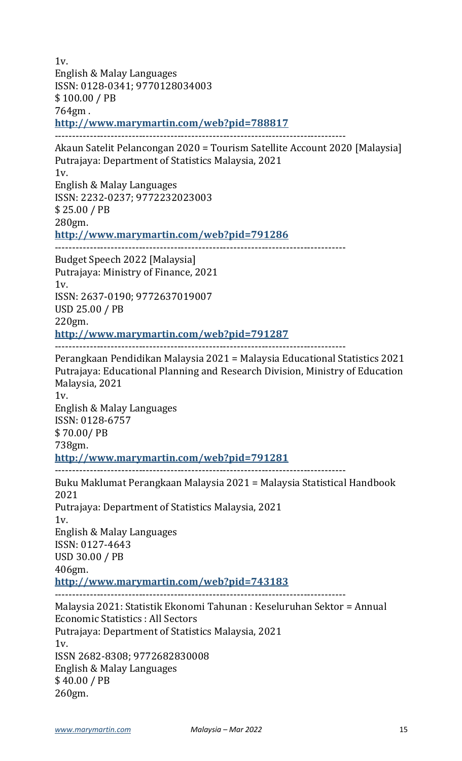1v.
English & Malay Languages
ISSN: 0128-0341; 9770128034003
$ 100.00 / PB
764gm .
**http://www.marymartin.com/web?pid=788817**

---

Akaun Satelit Pelancongan 2020 = Tourism Satellite Account 2020 [Malaysia]
Putrajaya: Department of Statistics Malaysia, 2021
1v.
English & Malay Languages
ISSN: 2232-0237; 9772232023003
$ 25.00 / PB
280gm.
**http://www.marymartin.com/web?pid=791286**

---

Budget Speech 2022 [Malaysia]
Putrajaya: Ministry of Finance, 2021
1v.
ISSN: 2637-0190; 9772637019007
USD 25.00 / PB
220gm.
**http://www.marymartin.com/web?pid=791287**

---

Perangkaan Pendidikan Malaysia 2021 = Malaysia Educational Statistics 2021
Putrajaya: Educational Planning and Research Division, Ministry of Education Malaysia, 2021
1v.
English & Malay Languages
ISSN: 0128-6757
$ 70.00/ PB
738gm.
**http://www.marymartin.com/web?pid=791281**

---

Buku Maklumat Perangkaan Malaysia 2021 = Malaysia Statistical Handbook 2021
Putrajaya: Department of Statistics Malaysia, 2021
1v.
English & Malay Languages
ISSN: 0127-4643
USD 30.00 / PB
406gm.
**http://www.marymartin.com/web?pid=743183**

---

Malaysia 2021: Statistik Ekonomi Tahunan : Keseluruhan Sektor = Annual Economic Statistics : All Sectors
Putrajaya: Department of Statistics Malaysia, 2021
1v.
ISSN 2682-8308; 9772682830008
English & Malay Languages
$ 40.00 / PB
260gm.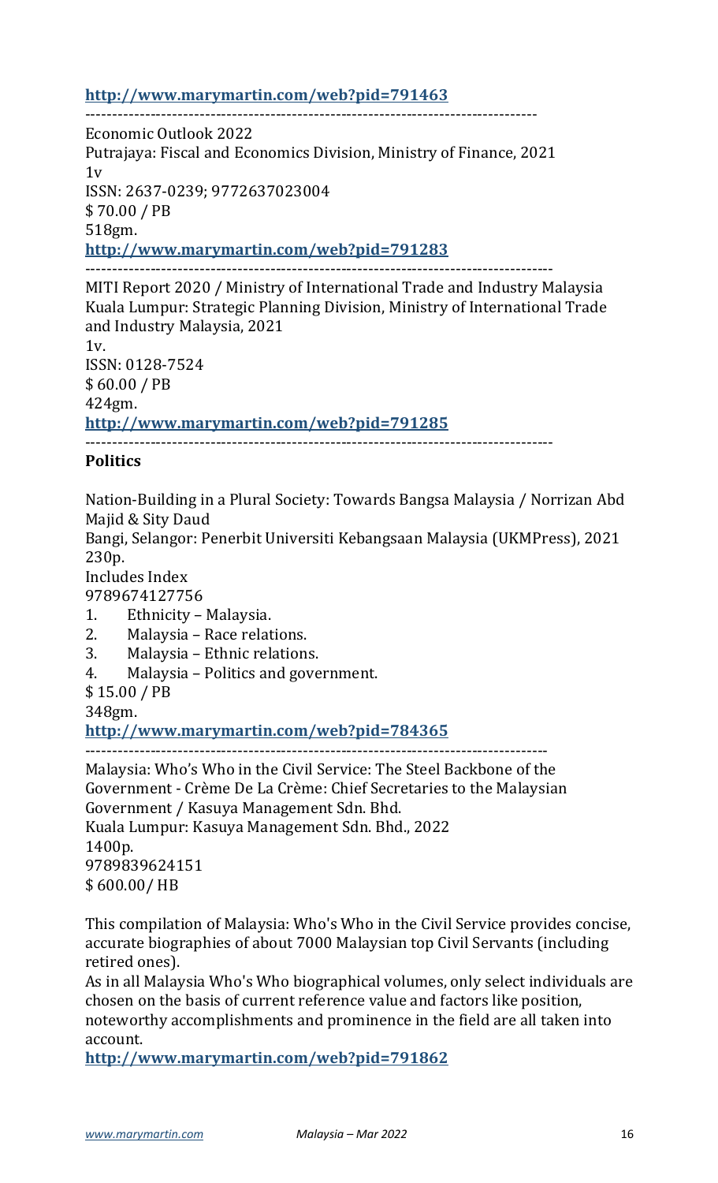**http://www.marymartin.com/web?pid=791463**

--------------------------------------------------------------------------------

Economic Outlook 2022
Putrajaya: Fiscal and Economics Division, Ministry of Finance, 2021
1v
ISSN: 2637-0239; 9772637023004
$ 70.00 / PB
518gm.
**http://www.marymartin.com/web?pid=791283**

--------------------------------------------------------------------------------

MITI Report 2020 / Ministry of International Trade and Industry Malaysia
Kuala Lumpur: Strategic Planning Division, Ministry of International Trade and Industry Malaysia, 2021
1v.
ISSN: 0128-7524
$ 60.00 / PB
424gm.
**http://www.marymartin.com/web?pid=791285**

--------------------------------------------------------------------------------

**Politics**

Nation-Building in a Plural Society: Towards Bangsa Malaysia / Norrizan Abd Majid & Sity Daud
Bangi, Selangor: Penerbit Universiti Kebangsaan Malaysia (UKMPress), 2021
230p.
Includes Index
9789674127756

1. Ethnicity – Malaysia.
2. Malaysia – Race relations.
3. Malaysia – Ethnic relations.
4. Malaysia – Politics and government.

$ 15.00 / PB
348gm.
**http://www.marymartin.com/web?pid=784365**

--------------------------------------------------------------------------------

Malaysia: Who's Who in the Civil Service: The Steel Backbone of the Government - Crème De La Crème: Chief Secretaries to the Malaysian Government / Kasuya Management Sdn. Bhd.
Kuala Lumpur: Kasuya Management Sdn. Bhd., 2022
1400p.
9789839624151
$ 600.00/ HB

This compilation of Malaysia: Who's Who in the Civil Service provides concise, accurate biographies of about 7000 Malaysian top Civil Servants (including retired ones).
As in all Malaysia Who's Who biographical volumes, only select individuals are chosen on the basis of current reference value and factors like position, noteworthy accomplishments and prominence in the field are all taken into account.
**http://www.marymartin.com/web?pid=791862**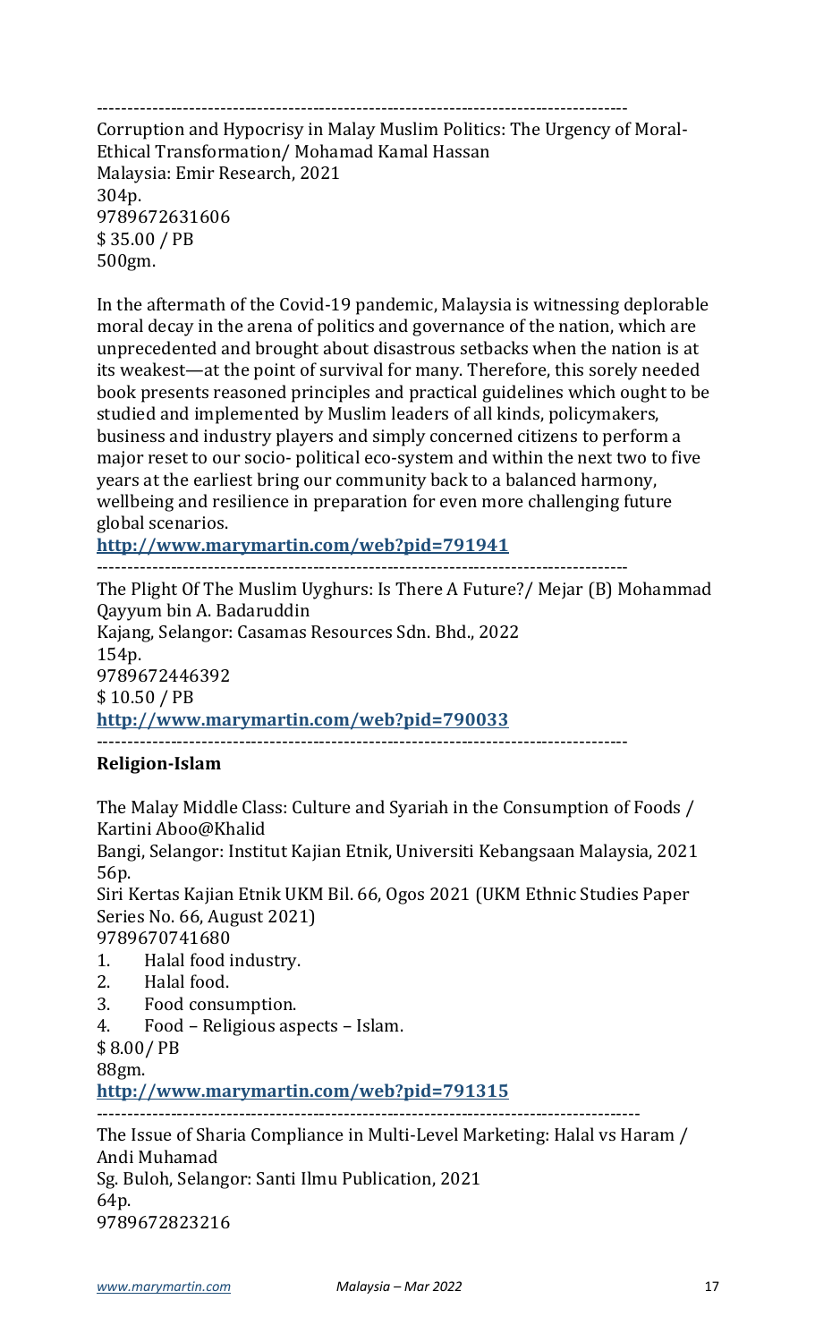---

Corruption and Hypocrisy in Malay Muslim Politics: The Urgency of Moral-Ethical Transformation/ Mohamad Kamal Hassan
Malaysia: Emir Research, 2021
304p.
9789672631606
$ 35.00 / PB
500gm.

In the aftermath of the Covid-19 pandemic, Malaysia is witnessing deplorable moral decay in the arena of politics and governance of the nation, which are unprecedented and brought about disastrous setbacks when the nation is at its weakest—at the point of survival for many. Therefore, this sorely needed book presents reasoned principles and practical guidelines which ought to be studied and implemented by Muslim leaders of all kinds, policymakers, business and industry players and simply concerned citizens to perform a major reset to our socio- political eco-system and within the next two to five years at the earliest bring our community back to a balanced harmony, wellbeing and resilience in preparation for even more challenging future global scenarios.

**http://www.marymartin.com/web?pid=791941**

---

The Plight Of The Muslim Uyghurs: Is There A Future?/ Mejar (B) Mohammad Qayyum bin A. Badaruddin
Kajang, Selangor: Casamas Resources Sdn. Bhd., 2022
154p.
9789672446392
$ 10.50 / PB

**http://www.marymartin.com/web?pid=790033**

---

**Religion-Islam**

The Malay Middle Class: Culture and Syariah in the Consumption of Foods / Kartini Aboo@Khalid
Bangi, Selangor: Institut Kajian Etnik, Universiti Kebangsaan Malaysia, 2021
56p.
Siri Kertas Kajian Etnik UKM Bil. 66, Ogos 2021 (UKM Ethnic Studies Paper Series No. 66, August 2021)
9789670741680

1. Halal food industry.
2. Halal food.
3. Food consumption.
4. Food – Religious aspects – Islam.

$ 8.00/ PB
88gm.

**http://www.marymartin.com/web?pid=791315**

---

The Issue of Sharia Compliance in Multi-Level Marketing: Halal vs Haram / Andi Muhamad
Sg. Buloh, Selangor: Santi Ilmu Publication, 2021
64p.
9789672823216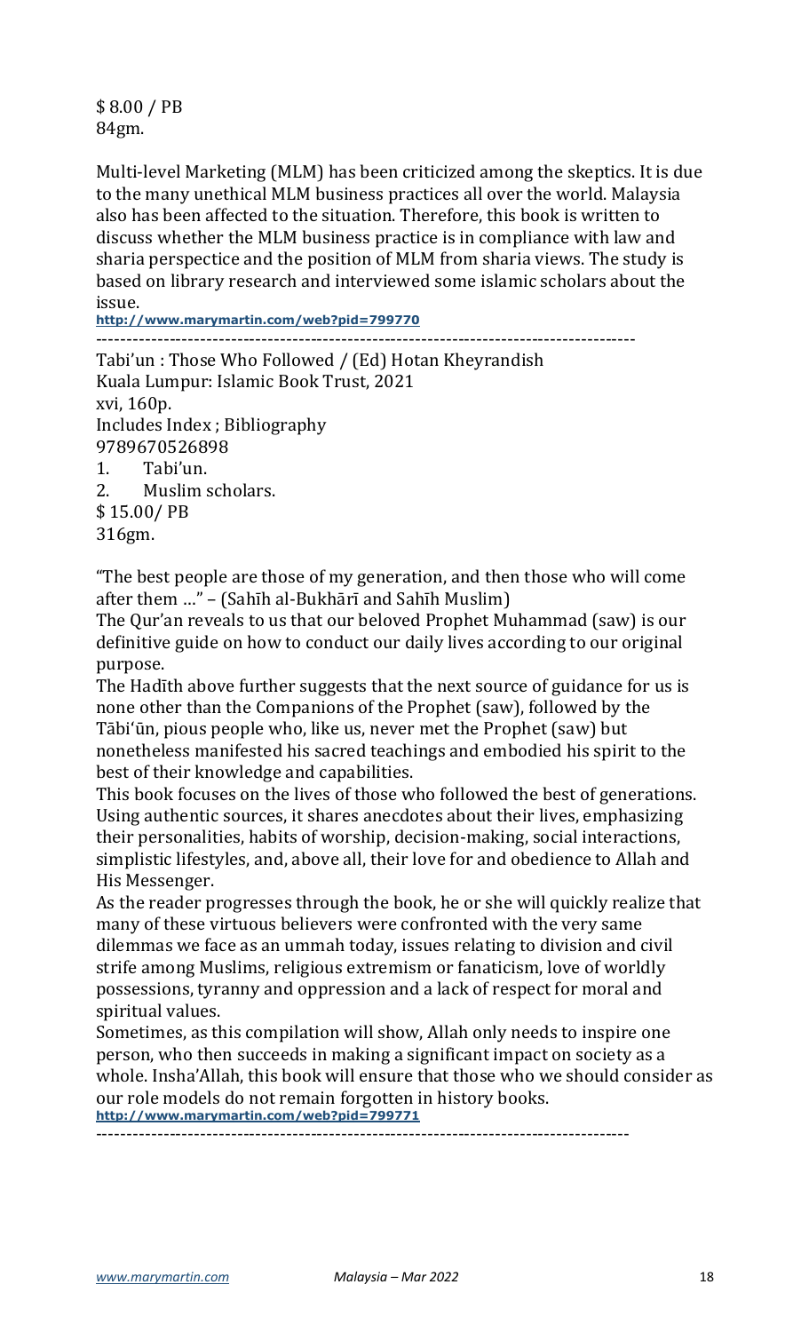$ 8.00 / PB
84gm.

Multi-level Marketing (MLM) has been criticized among the skeptics. It is due to the many unethical MLM business practices all over the world. Malaysia also has been affected to the situation. Therefore, this book is written to discuss whether the MLM business practice is in compliance with law and sharia perspectice and the position of MLM from sharia views. The study is based on library research and interviewed some islamic scholars about the issue.
**http://www.marymartin.com/web?pid=799770**

---

Tabi'un : Those Who Followed / (Ed) Hotan Kheyrandish
Kuala Lumpur: Islamic Book Trust, 2021
xvi, 160p.
Includes Index ; Bibliography
9789670526898

1. Tabi'un.
2. Muslim scholars.

$ 15.00/ PB
316gm.

"The best people are those of my generation, and then those who will come after them …" – (Sahīh al-Bukhārī and Sahīh Muslim)
The Qur'an reveals to us that our beloved Prophet Muhammad (saw) is our definitive guide on how to conduct our daily lives according to our original purpose.
The Hadīth above further suggests that the next source of guidance for us is none other than the Companions of the Prophet (saw), followed by the Tābi'ūn, pious people who, like us, never met the Prophet (saw) but nonetheless manifested his sacred teachings and embodied his spirit to the best of their knowledge and capabilities.
This book focuses on the lives of those who followed the best of generations. Using authentic sources, it shares anecdotes about their lives, emphasizing their personalities, habits of worship, decision-making, social interactions, simplistic lifestyles, and, above all, their love for and obedience to Allah and His Messenger.
As the reader progresses through the book, he or she will quickly realize that many of these virtuous believers were confronted with the very same dilemmas we face as an ummah today, issues relating to division and civil strife among Muslims, religious extremism or fanaticism, love of worldly possessions, tyranny and oppression and a lack of respect for moral and spiritual values.
Sometimes, as this compilation will show, Allah only needs to inspire one person, who then succeeds in making a significant impact on society as a whole. Insha'Allah, this book will ensure that those who we should consider as our role models do not remain forgotten in history books.
**http://www.marymartin.com/web?pid=799771**

---